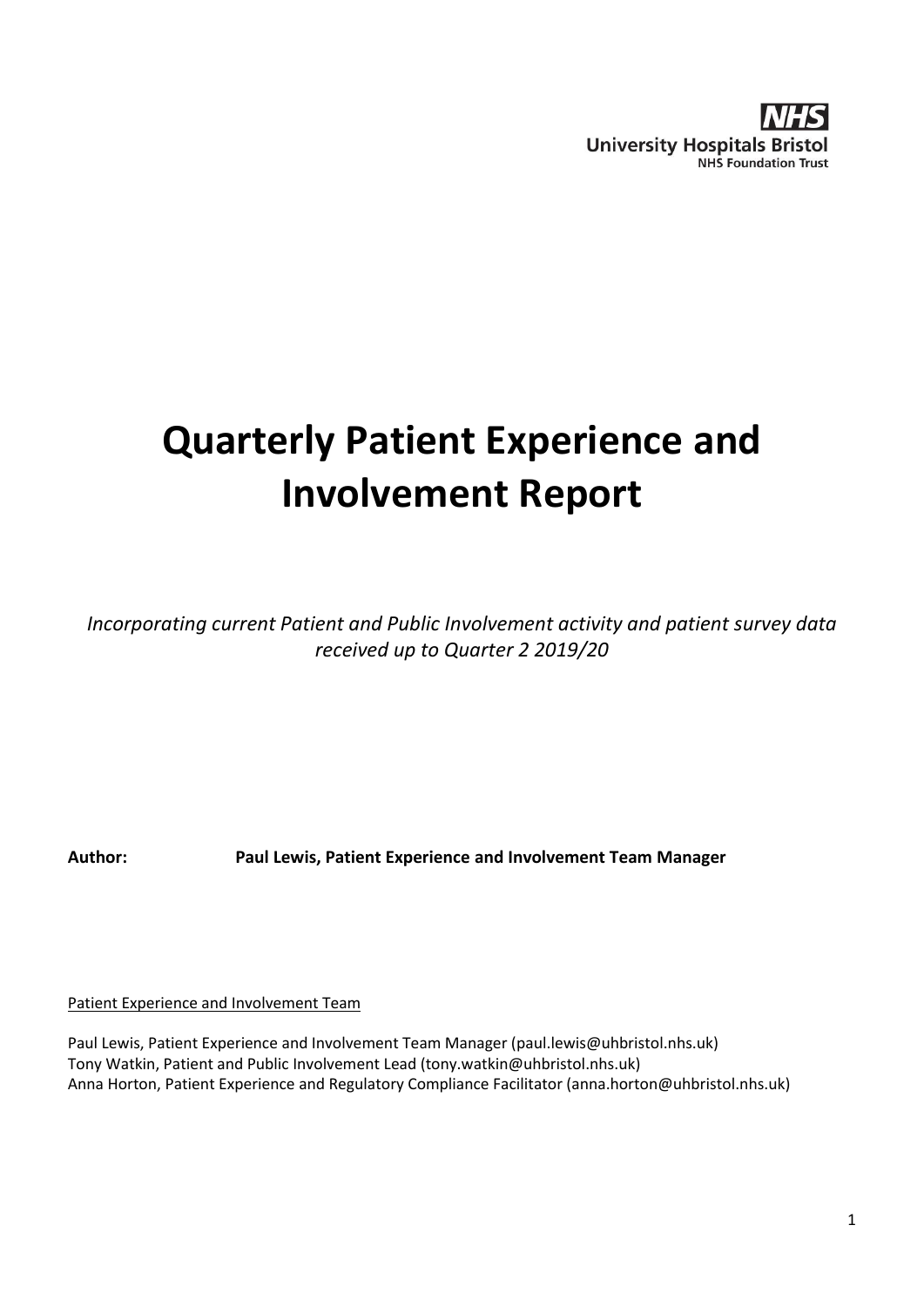**NHS**
**University Hospitals Bristol**
**NHS Foundation Trust**

# Quarterly Patient Experience and Involvement Report

*Incorporating current Patient and Public Involvement activity and patient survey data received up to Quarter 2 2019/20*

**Author:** **Paul Lewis, Patient Experience and Involvement Team Manager**

Patient Experience and Involvement Team

Paul Lewis, Patient Experience and Involvement Team Manager (paul.lewis@uhbristol.nhs.uk)
Tony Watkin, Patient and Public Involvement Lead (tony.watkin@uhbristol.nhs.uk)
Anna Horton, Patient Experience and Regulatory Compliance Facilitator (anna.horton@uhbristol.nhs.uk)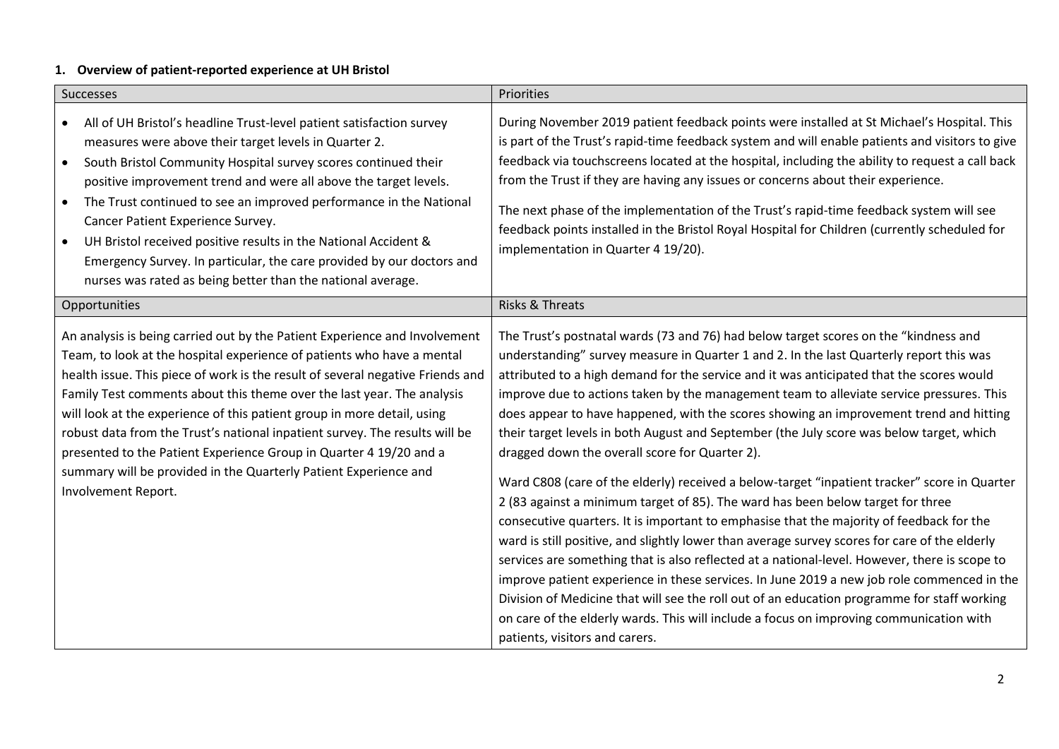**1. Overview of patient-reported experience at UH Bristol**

| Successes | Priorities |
| --- | --- |
| • All of UH Bristol's headline Trust-level patient satisfaction survey measures were above their target levels in Quarter 2.<br>• South Bristol Community Hospital survey scores continued their positive improvement trend and were all above the target levels.<br>• The Trust continued to see an improved performance in the National Cancer Patient Experience Survey.<br>• UH Bristol received positive results in the National Accident & Emergency Survey. In particular, the care provided by our doctors and nurses was rated as being better than the national average. | During November 2019 patient feedback points were installed at St Michael's Hospital. This is part of the Trust's rapid-time feedback system and will enable patients and visitors to give feedback via touchscreens located at the hospital, including the ability to request a call back from the Trust if they are having any issues or concerns about their experience.<br><br>The next phase of the implementation of the Trust's rapid-time feedback system will see feedback points installed in the Bristol Royal Hospital for Children (currently scheduled for implementation in Quarter 4 19/20). |
| **Opportunities** | **Risks & Threats** |
| An analysis is being carried out by the Patient Experience and Involvement Team, to look at the hospital experience of patients who have a mental health issue. This piece of work is the result of several negative Friends and Family Test comments about this theme over the last year. The analysis will look at the experience of this patient group in more detail, using robust data from the Trust's national inpatient survey. The results will be presented to the Patient Experience Group in Quarter 4 19/20 and a summary will be provided in the Quarterly Patient Experience and Involvement Report. | The Trust's postnatal wards (73 and 76) had below target scores on the "kindness and understanding" survey measure in Quarter 1 and 2. In the last Quarterly report this was attributed to a high demand for the service and it was anticipated that the scores would improve due to actions taken by the management team to alleviate service pressures. This does appear to have happened, with the scores showing an improvement trend and hitting their target levels in both August and September (the July score was below target, which dragged down the overall score for Quarter 2).<br><br>Ward C808 (care of the elderly) received a below-target "inpatient tracker" score in Quarter 2 (83 against a minimum target of 85). The ward has been below target for three consecutive quarters. It is important to emphasise that the majority of feedback for the ward is still positive, and slightly lower than average survey scores for care of the elderly services are something that is also reflected at a national-level. However, there is scope to improve patient experience in these services. In June 2019 a new job role commenced in the Division of Medicine that will see the roll out of an education programme for staff working on care of the elderly wards. This will include a focus on improving communication with patients, visitors and carers. |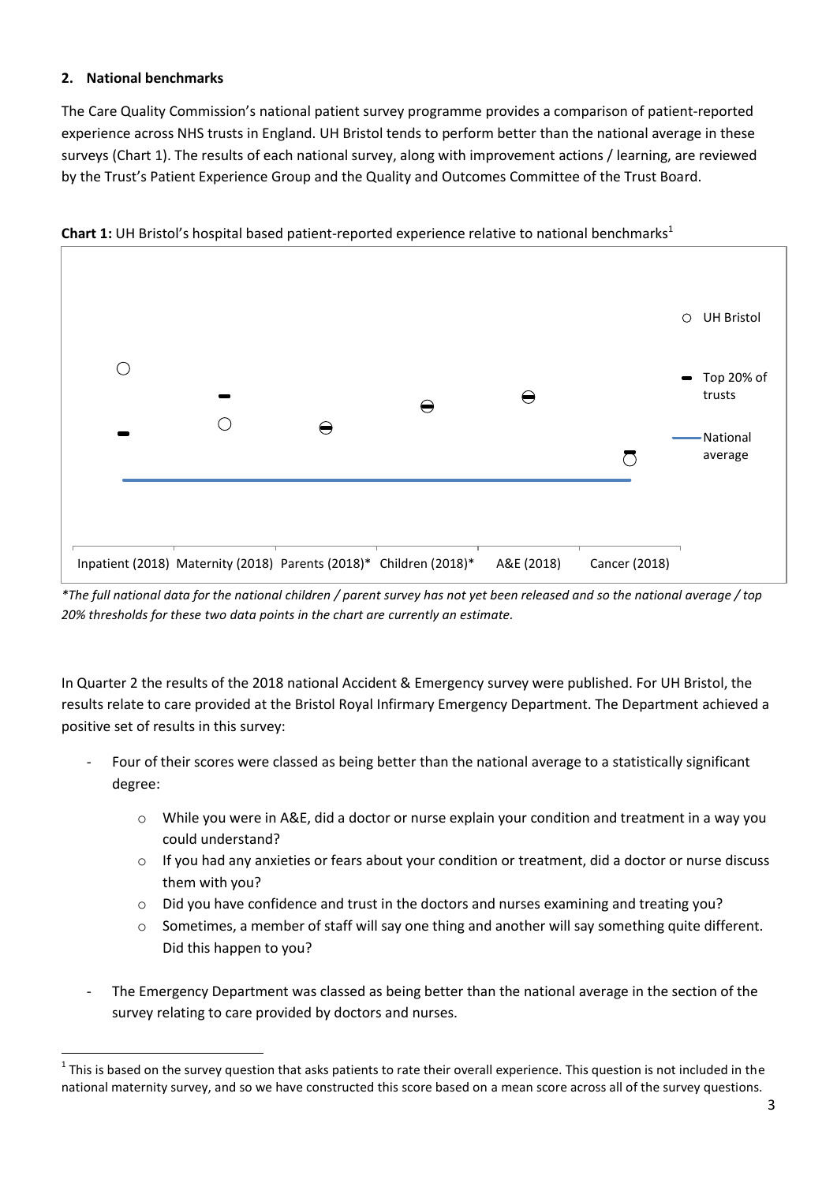## 2. National benchmarks

The Care Quality Commission's national patient survey programme provides a comparison of patient-reported experience across NHS trusts in England. UH Bristol tends to perform better than the national average in these surveys (Chart 1). The results of each national survey, along with improvement actions / learning, are reviewed by the Trust's Patient Experience Group and the Quality and Outcomes Committee of the Trust Board.

**Chart 1:** UH Bristol's hospital based patient-reported experience relative to national benchmarks[1]

UH Bristol | Top 20% of trusts | National average

Inpatient (2018) | Maternity (2018) | Parents (2018)* | Children (2018)* | A&E (2018) | Cancer (2018)

*\*The full national data for the national children / parent survey has not yet been released and so the national average / top 20% thresholds for these two data points in the chart are currently an estimate.*

In Quarter 2 the results of the 2018 national Accident & Emergency survey were published. For UH Bristol, the results relate to care provided at the Bristol Royal Infirmary Emergency Department. The Department achieved a positive set of results in this survey:

- Four of their scores were classed as being better than the national average to a statistically significant degree:
  - While you were in A&E, did a doctor or nurse explain your condition and treatment in a way you could understand?
  - If you had any anxieties or fears about your condition or treatment, did a doctor or nurse discuss them with you?
  - Did you have confidence and trust in the doctors and nurses examining and treating you?
  - Sometimes, a member of staff will say one thing and another will say something quite different. Did this happen to you?
- The Emergency Department was classed as being better than the national average in the section of the survey relating to care provided by doctors and nurses.

[1] This is based on the survey question that asks patients to rate their overall experience. This question is not included in the national maternity survey, and so we have constructed this score based on a mean score across all of the survey questions.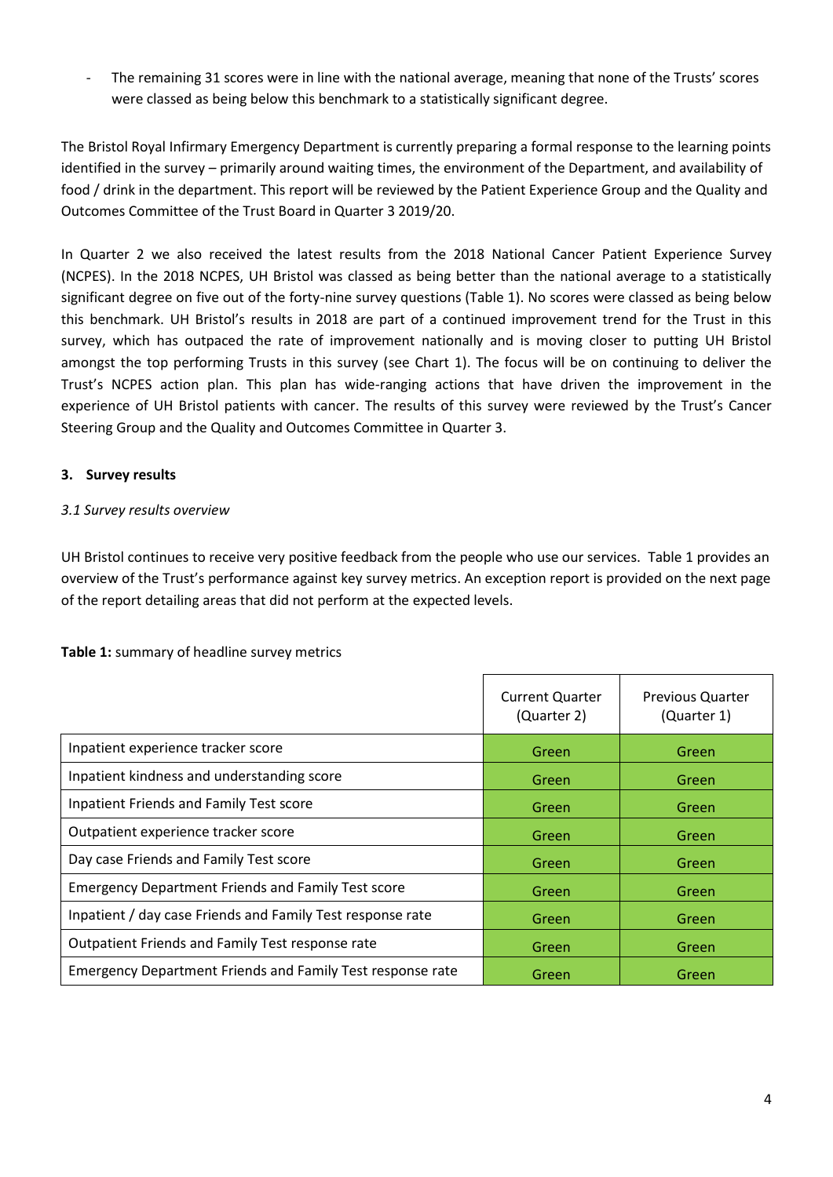- The remaining 31 scores were in line with the national average, meaning that none of the Trusts' scores were classed as being below this benchmark to a statistically significant degree.

The Bristol Royal Infirmary Emergency Department is currently preparing a formal response to the learning points identified in the survey – primarily around waiting times, the environment of the Department, and availability of food / drink in the department. This report will be reviewed by the Patient Experience Group and the Quality and Outcomes Committee of the Trust Board in Quarter 3 2019/20.

In Quarter 2 we also received the latest results from the 2018 National Cancer Patient Experience Survey (NCPES). In the 2018 NCPES, UH Bristol was classed as being better than the national average to a statistically significant degree on five out of the forty-nine survey questions (Table 1). No scores were classed as being below this benchmark. UH Bristol's results in 2018 are part of a continued improvement trend for the Trust in this survey, which has outpaced the rate of improvement nationally and is moving closer to putting UH Bristol amongst the top performing Trusts in this survey (see Chart 1). The focus will be on continuing to deliver the Trust's NCPES action plan. This plan has wide-ranging actions that have driven the improvement in the experience of UH Bristol patients with cancer. The results of this survey were reviewed by the Trust's Cancer Steering Group and the Quality and Outcomes Committee in Quarter 3.

### 3. Survey results

*3.1 Survey results overview*

UH Bristol continues to receive very positive feedback from the people who use our services. Table 1 provides an overview of the Trust's performance against key survey metrics. An exception report is provided on the next page of the report detailing areas that did not perform at the expected levels.

**Table 1:** summary of headline survey metrics

| | Current Quarter (Quarter 2) | Previous Quarter (Quarter 1) |
|---|---|---|
| Inpatient experience tracker score | Green | Green |
| Inpatient kindness and understanding score | Green | Green |
| Inpatient Friends and Family Test score | Green | Green |
| Outpatient experience tracker score | Green | Green |
| Day case Friends and Family Test score | Green | Green |
| Emergency Department Friends and Family Test score | Green | Green |
| Inpatient / day case Friends and Family Test response rate | Green | Green |
| Outpatient Friends and Family Test response rate | Green | Green |
| Emergency Department Friends and Family Test response rate | Green | Green |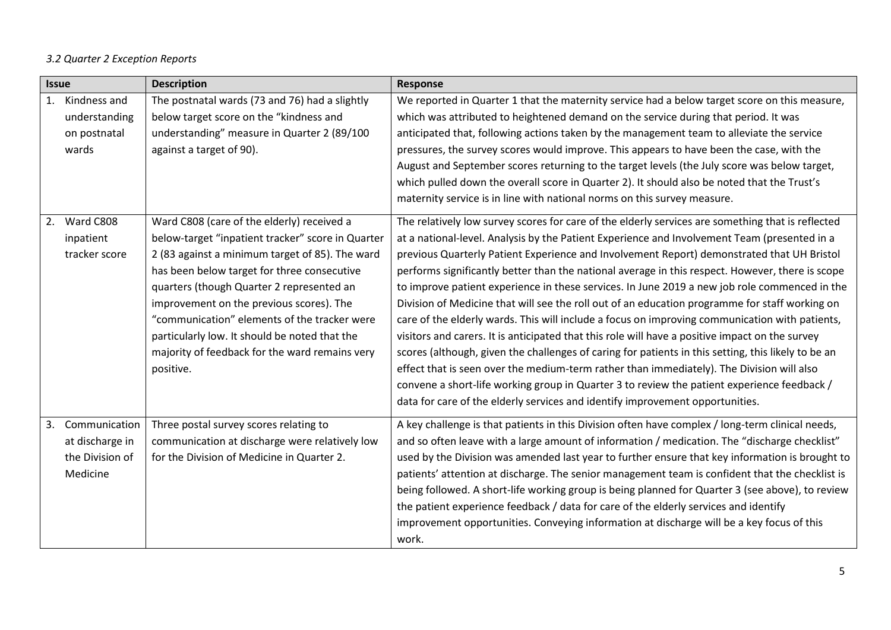*3.2 Quarter 2 Exception Reports*

| Issue | Description | Response |
|---|---|---|
| 1. Kindness and understanding on postnatal wards | The postnatal wards (73 and 76) had a slightly below target score on the "kindness and understanding" measure in Quarter 2 (89/100 against a target of 90). | We reported in Quarter 1 that the maternity service had a below target score on this measure, which was attributed to heightened demand on the service during that period. It was anticipated that, following actions taken by the management team to alleviate the service pressures, the survey scores would improve. This appears to have been the case, with the August and September scores returning to the target levels (the July score was below target, which pulled down the overall score in Quarter 2). It should also be noted that the Trust's maternity service is in line with national norms on this survey measure. |
| 2. Ward C808 inpatient tracker score | Ward C808 (care of the elderly) received a below-target "inpatient tracker" score in Quarter 2 (83 against a minimum target of 85). The ward has been below target for three consecutive quarters (though Quarter 2 represented an improvement on the previous scores). The "communication" elements of the tracker were particularly low. It should be noted that the majority of feedback for the ward remains very positive. | The relatively low survey scores for care of the elderly services are something that is reflected at a national-level. Analysis by the Patient Experience and Involvement Team (presented in a previous Quarterly Patient Experience and Involvement Report) demonstrated that UH Bristol performs significantly better than the national average in this respect. However, there is scope to improve patient experience in these services. In June 2019 a new job role commenced in the Division of Medicine that will see the roll out of an education programme for staff working on care of the elderly wards. This will include a focus on improving communication with patients, visitors and carers. It is anticipated that this role will have a positive impact on the survey scores (although, given the challenges of caring for patients in this setting, this likely to be an effect that is seen over the medium-term rather than immediately). The Division will also convene a short-life working group in Quarter 3 to review the patient experience feedback / data for care of the elderly services and identify improvement opportunities. |
| 3. Communication at discharge in the Division of Medicine | Three postal survey scores relating to communication at discharge were relatively low for the Division of Medicine in Quarter 2. | A key challenge is that patients in this Division often have complex / long-term clinical needs, and so often leave with a large amount of information / medication. The "discharge checklist" used by the Division was amended last year to further ensure that key information is brought to patients' attention at discharge. The senior management team is confident that the checklist is being followed. A short-life working group is being planned for Quarter 3 (see above), to review the patient experience feedback / data for care of the elderly services and identify improvement opportunities. Conveying information at discharge will be a key focus of this work. |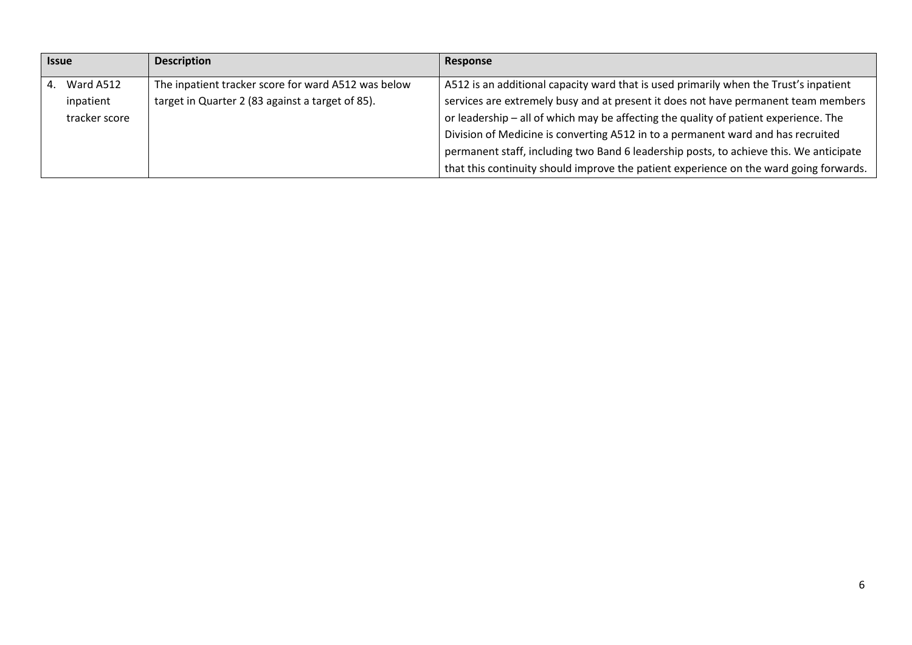| Issue | Description | Response |
|---|---|---|
| 4. Ward A512 inpatient tracker score | The inpatient tracker score for ward A512 was below target in Quarter 2 (83 against a target of 85). | A512 is an additional capacity ward that is used primarily when the Trust's inpatient services are extremely busy and at present it does not have permanent team members or leadership – all of which may be affecting the quality of patient experience. The Division of Medicine is converting A512 in to a permanent ward and has recruited permanent staff, including two Band 6 leadership posts, to achieve this. We anticipate that this continuity should improve the patient experience on the ward going forwards. |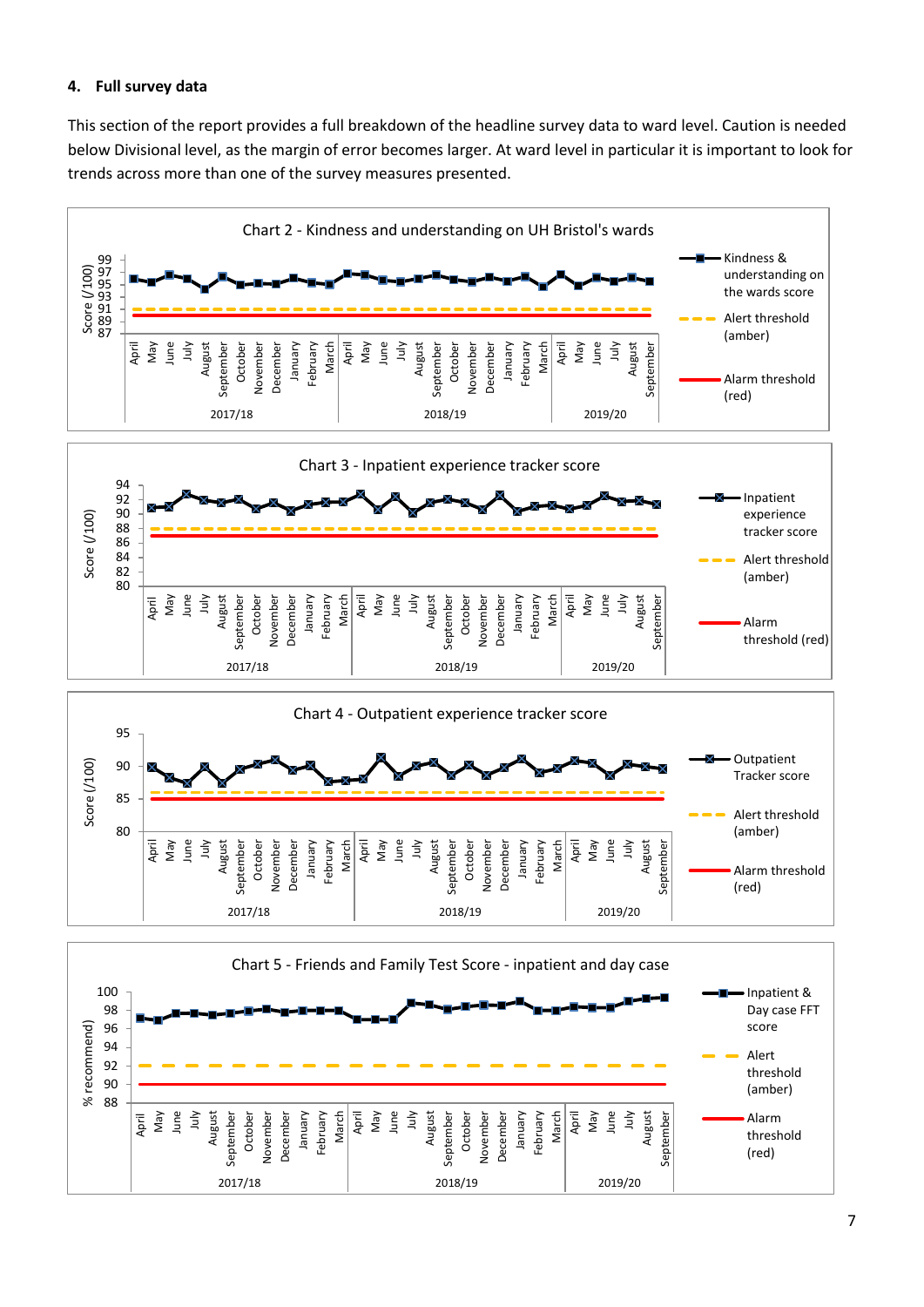### 4. Full survey data

This section of the report provides a full breakdown of the headline survey data to ward level. Caution is needed below Divisional level, as the margin of error becomes larger. At ward level in particular it is important to look for trends across more than one of the survey measures presented.

Chart 2 - Kindness and understanding on UH Bristol's wards

Chart 3 - Inpatient experience tracker score

Chart 4 - Outpatient experience tracker score

Chart 5 - Friends and Family Test Score - inpatient and day case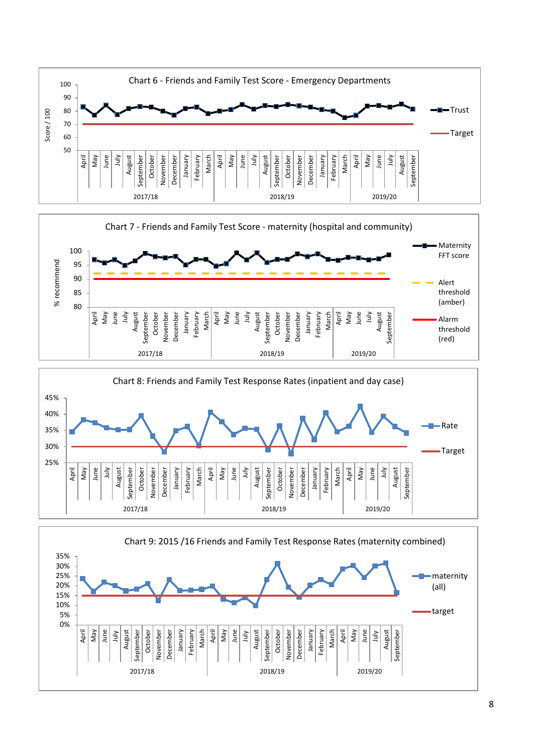Chart 6 - Friends and Family Test Score - Emergency Departments

Score / 100: 50, 60, 70, 80, 90, 100

Trust

Target

April, May, June, July, August, September, October, November, December, January, February, March (2017/18); April, May, June, July, August, September, October, November, December, January, February, March (2018/19); April, May, June, July, August, September (2019/20)

Chart 7 - Friends and Family Test Score - maternity (hospital and community)

% recommend: 80, 85, 90, 95, 100

Maternity FFT score

Alert threshold (amber)

Alarm threshold (red)

April, May, June, July, August, September, October, November, December, January, February, March (2017/18); April, May, June, July, August, September, October, November, December, January, February, March (2018/19); April, May, June, July, August, September (2019/20)

Chart 8: Friends and Family Test Response Rates (inpatient and day case)

25%, 30%, 35%, 40%, 45%

Rate

Target

April, May, June, July, August, September, October, November, December, January, February, March (2017/18); April, May, June, July, August, September, October, November, December, January, February, March (2018/19); April, May, June, July, August, September (2019/20)

Chart 9: 2015 /16 Friends and Family Test Response Rates (maternity combined)

0%, 5%, 10%, 15%, 20%, 25%, 30%, 35%

maternity (all)

target

April, May, June, July, August, September, October, November, December, January, February, March (2017/18); April, May, June, July, August, September, October, November, December, January, February, March (2018/19); April, May, June, July, August, September (2019/20)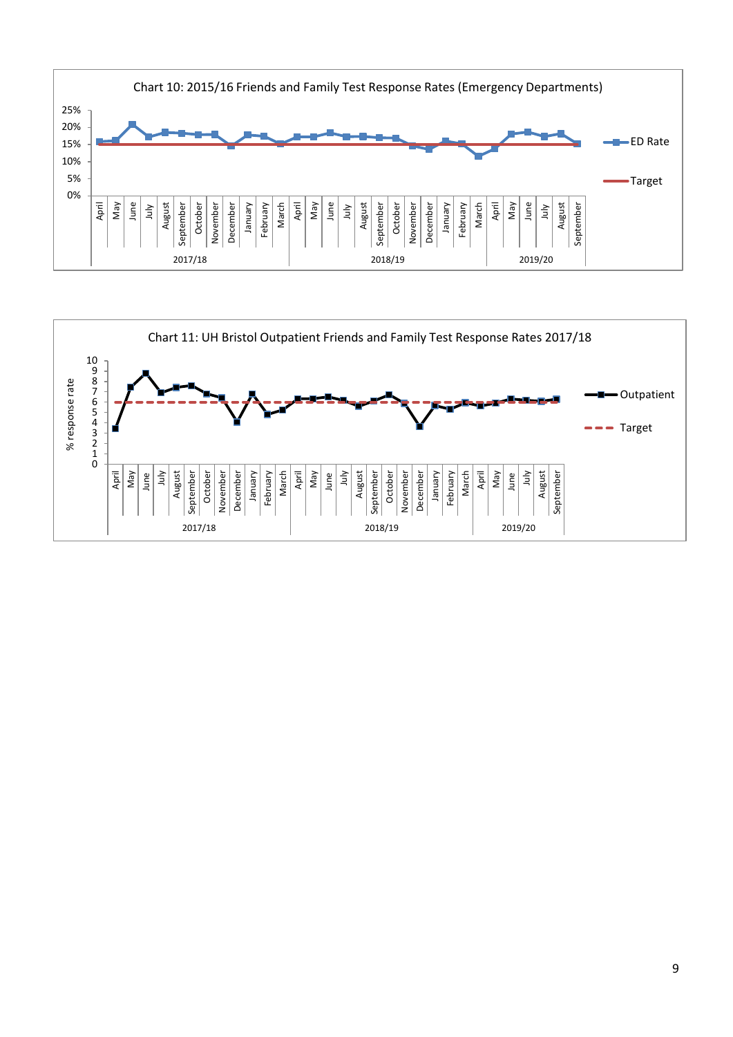Chart 10: 2015/16 Friends and Family Test Response Rates (Emergency Departments)

Chart 11: UH Bristol Outpatient Friends and Family Test Response Rates 2017/18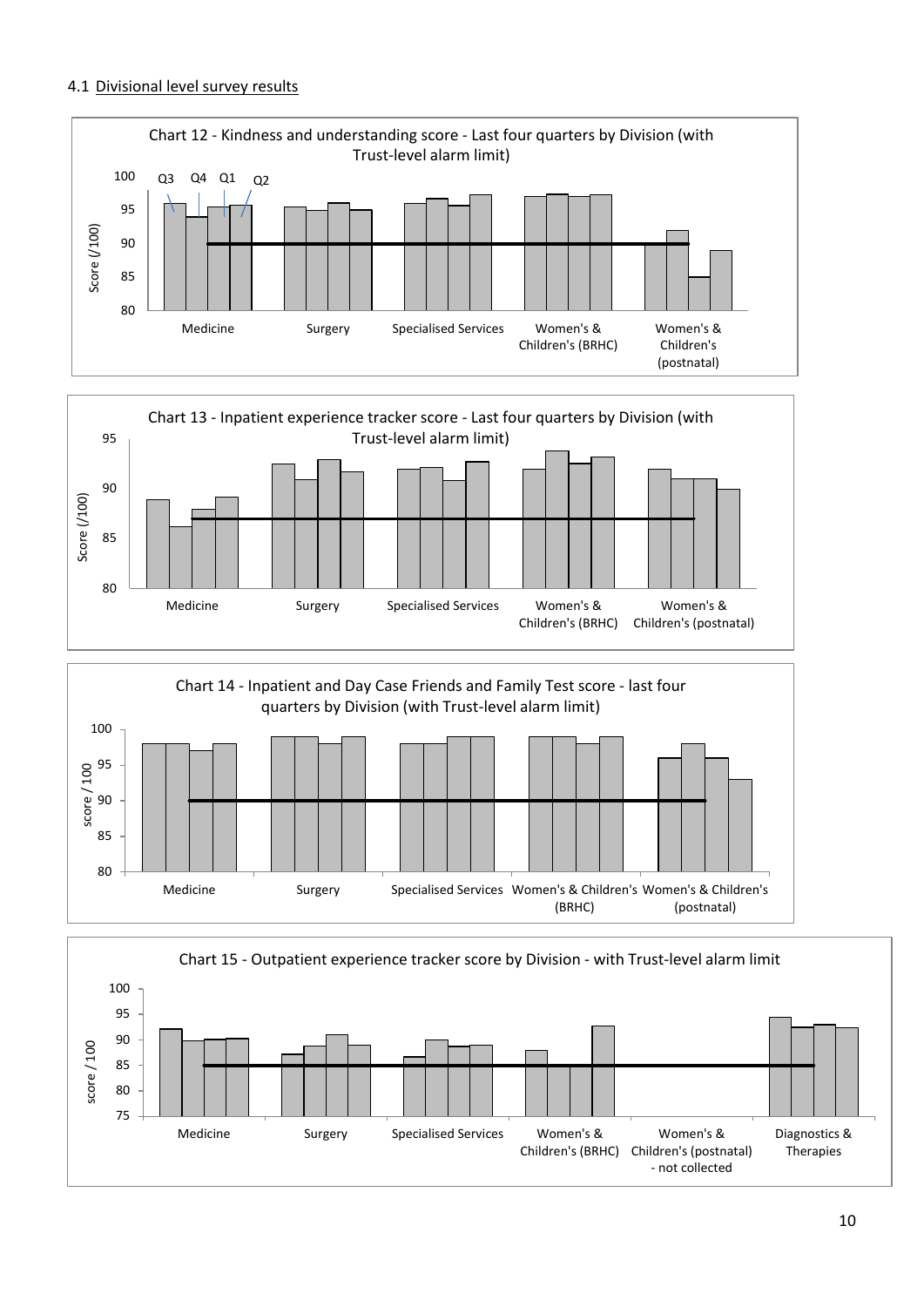4.1 Divisional level survey results

Chart 12 - Kindness and understanding score - Last four quarters by Division (with Trust-level alarm limit)

Chart 13 - Inpatient experience tracker score - Last four quarters by Division (with Trust-level alarm limit)

Chart 14 - Inpatient and Day Case Friends and Family Test score - last four quarters by Division (with Trust-level alarm limit)

Chart 15 - Outpatient experience tracker score by Division - with Trust-level alarm limit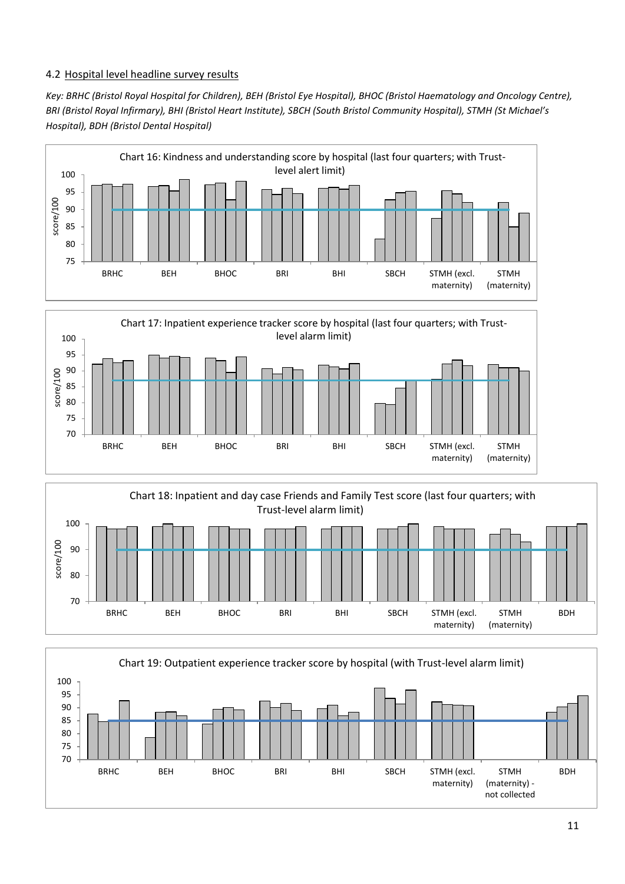### 4.2 Hospital level headline survey results

*Key: BRHC (Bristol Royal Hospital for Children), BEH (Bristol Eye Hospital), BHOC (Bristol Haematology and Oncology Centre), BRI (Bristol Royal Infirmary), BHI (Bristol Heart Institute), SBCH (South Bristol Community Hospital), STMH (St Michael's Hospital), BDH (Bristol Dental Hospital)*

Chart 16: Kindness and understanding score by hospital (last four quarters; with Trust-level alert limit)

Chart 17: Inpatient experience tracker score by hospital (last four quarters; with Trust-level alarm limit)

Chart 18: Inpatient and day case Friends and Family Test score (last four quarters; with Trust-level alarm limit)

Chart 19: Outpatient experience tracker score by hospital (with Trust-level alarm limit)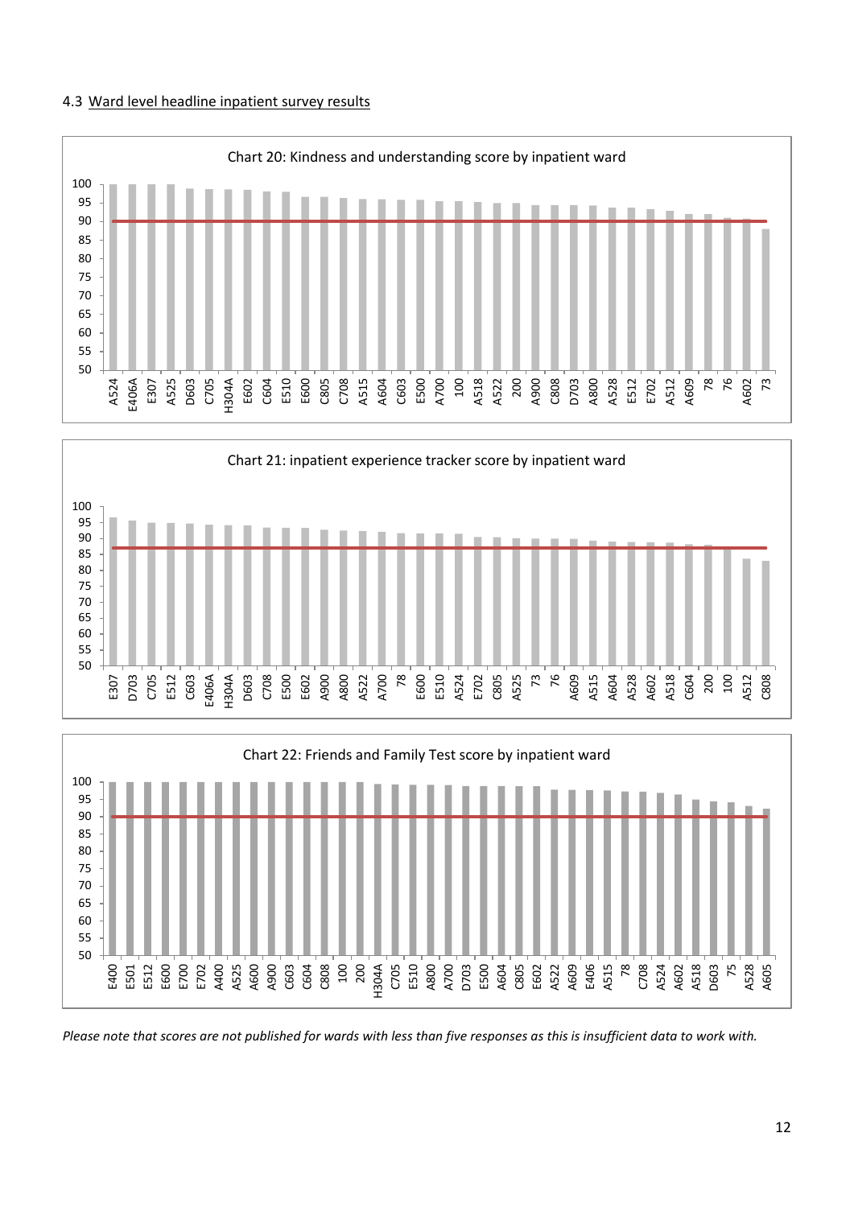### 4.3 Ward level headline inpatient survey results

Chart 20: Kindness and understanding score by inpatient ward

Chart 21: inpatient experience tracker score by inpatient ward

Chart 22: Friends and Family Test score by inpatient ward

*Please note that scores are not published for wards with less than five responses as this is insufficient data to work with.*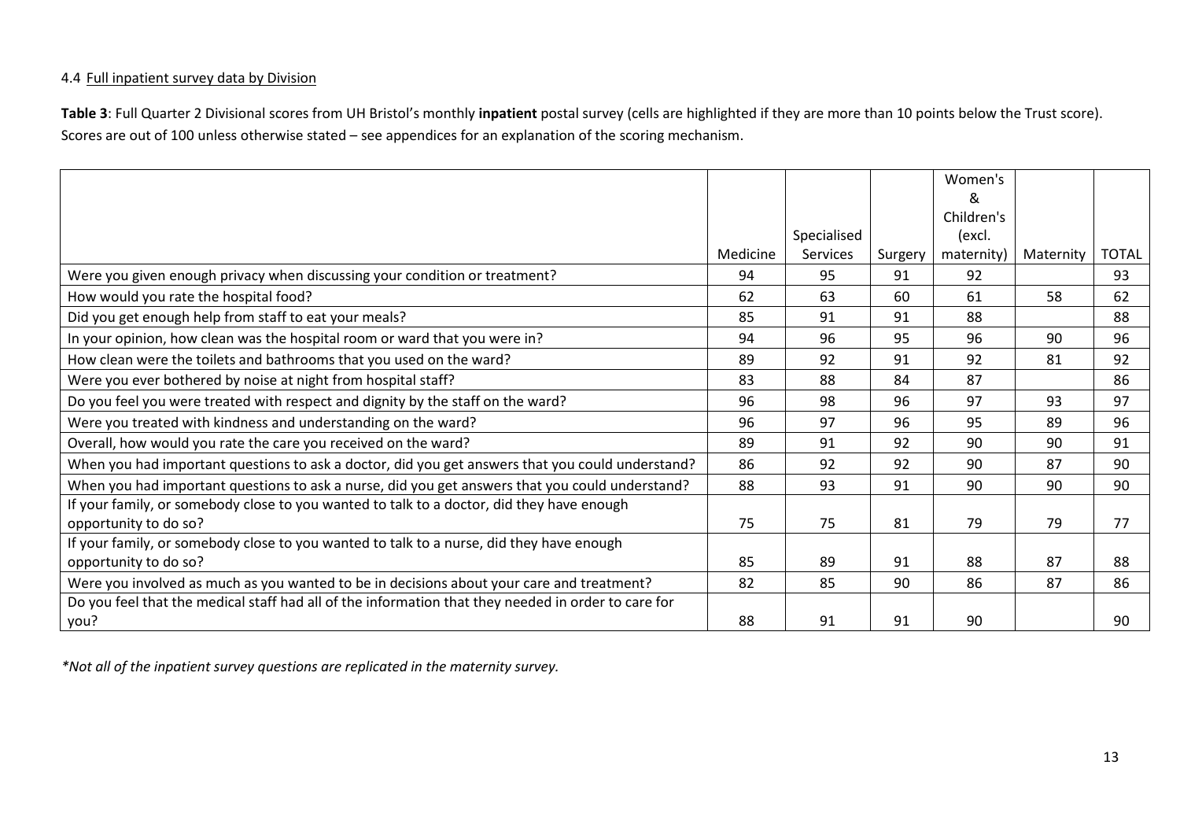4.4 Full inpatient survey data by Division

**Table 3**: Full Quarter 2 Divisional scores from UH Bristol's monthly **inpatient** postal survey (cells are highlighted if they are more than 10 points below the Trust score). Scores are out of 100 unless otherwise stated – see appendices for an explanation of the scoring mechanism.

| | Medicine | Specialised Services | Surgery | Women's & Children's (excl. maternity) | Maternity | TOTAL |
|---|---|---|---|---|---|---|
| Were you given enough privacy when discussing your condition or treatment? | 94 | 95 | 91 | 92 | | 93 |
| How would you rate the hospital food? | 62 | 63 | 60 | 61 | 58 | 62 |
| Did you get enough help from staff to eat your meals? | 85 | 91 | 91 | 88 | | 88 |
| In your opinion, how clean was the hospital room or ward that you were in? | 94 | 96 | 95 | 96 | 90 | 96 |
| How clean were the toilets and bathrooms that you used on the ward? | 89 | 92 | 91 | 92 | 81 | 92 |
| Were you ever bothered by noise at night from hospital staff? | 83 | 88 | 84 | 87 | | 86 |
| Do you feel you were treated with respect and dignity by the staff on the ward? | 96 | 98 | 96 | 97 | 93 | 97 |
| Were you treated with kindness and understanding on the ward? | 96 | 97 | 96 | 95 | 89 | 96 |
| Overall, how would you rate the care you received on the ward? | 89 | 91 | 92 | 90 | 90 | 91 |
| When you had important questions to ask a doctor, did you get answers that you could understand? | 86 | 92 | 92 | 90 | 87 | 90 |
| When you had important questions to ask a nurse, did you get answers that you could understand? | 88 | 93 | 91 | 90 | 90 | 90 |
| If your family, or somebody close to you wanted to talk to a doctor, did they have enough opportunity to do so? | 75 | 75 | 81 | 79 | 79 | 77 |
| If your family, or somebody close to you wanted to talk to a nurse, did they have enough opportunity to do so? | 85 | 89 | 91 | 88 | 87 | 88 |
| Were you involved as much as you wanted to be in decisions about your care and treatment? | 82 | 85 | 90 | 86 | 87 | 86 |
| Do you feel that the medical staff had all of the information that they needed in order to care for you? | 88 | 91 | 91 | 90 | | 90 |

*\*Not all of the inpatient survey questions are replicated in the maternity survey.*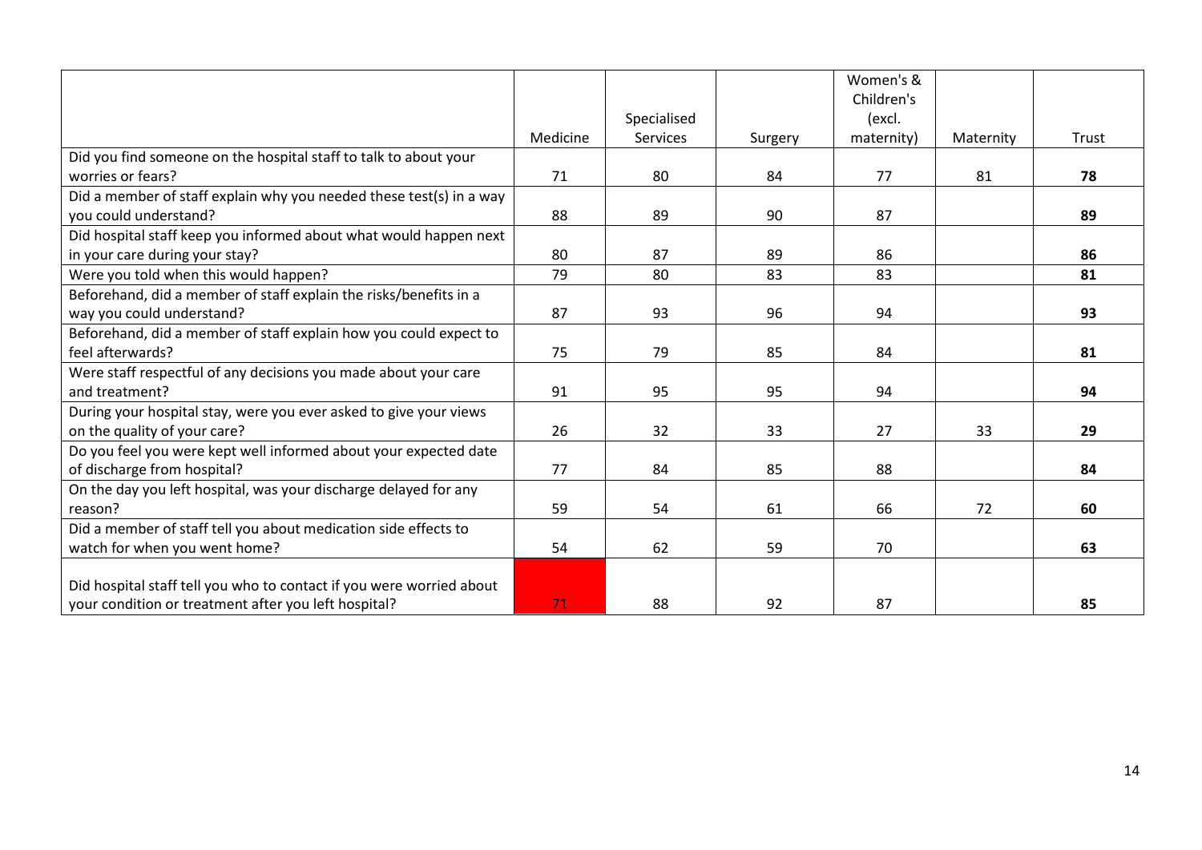| | Medicine | Specialised Services | Surgery | Women's & Children's (excl. maternity) | Maternity | Trust |
|---|---|---|---|---|---|---|
| Did you find someone on the hospital staff to talk to about your worries or fears? | 71 | 80 | 84 | 77 | 81 | **78** |
| Did a member of staff explain why you needed these test(s) in a way you could understand? | 88 | 89 | 90 | 87 | | **89** |
| Did hospital staff keep you informed about what would happen next in your care during your stay? | 80 | 87 | 89 | 86 | | **86** |
| Were you told when this would happen? | 79 | 80 | 83 | 83 | | **81** |
| Beforehand, did a member of staff explain the risks/benefits in a way you could understand? | 87 | 93 | 96 | 94 | | **93** |
| Beforehand, did a member of staff explain how you could expect to feel afterwards? | 75 | 79 | 85 | 84 | | **81** |
| Were staff respectful of any decisions you made about your care and treatment? | 91 | 95 | 95 | 94 | | **94** |
| During your hospital stay, were you ever asked to give your views on the quality of your care? | 26 | 32 | 33 | 27 | 33 | **29** |
| Do you feel you were kept well informed about your expected date of discharge from hospital? | 77 | 84 | 85 | 88 | | **84** |
| On the day you left hospital, was your discharge delayed for any reason? | 59 | 54 | 61 | 66 | 72 | **60** |
| Did a member of staff tell you about medication side effects to watch for when you went home? | 54 | 62 | 59 | 70 | | **63** |
| Did hospital staff tell you who to contact if you were worried about your condition or treatment after you left hospital? | 71 | 88 | 92 | 87 | | **85** |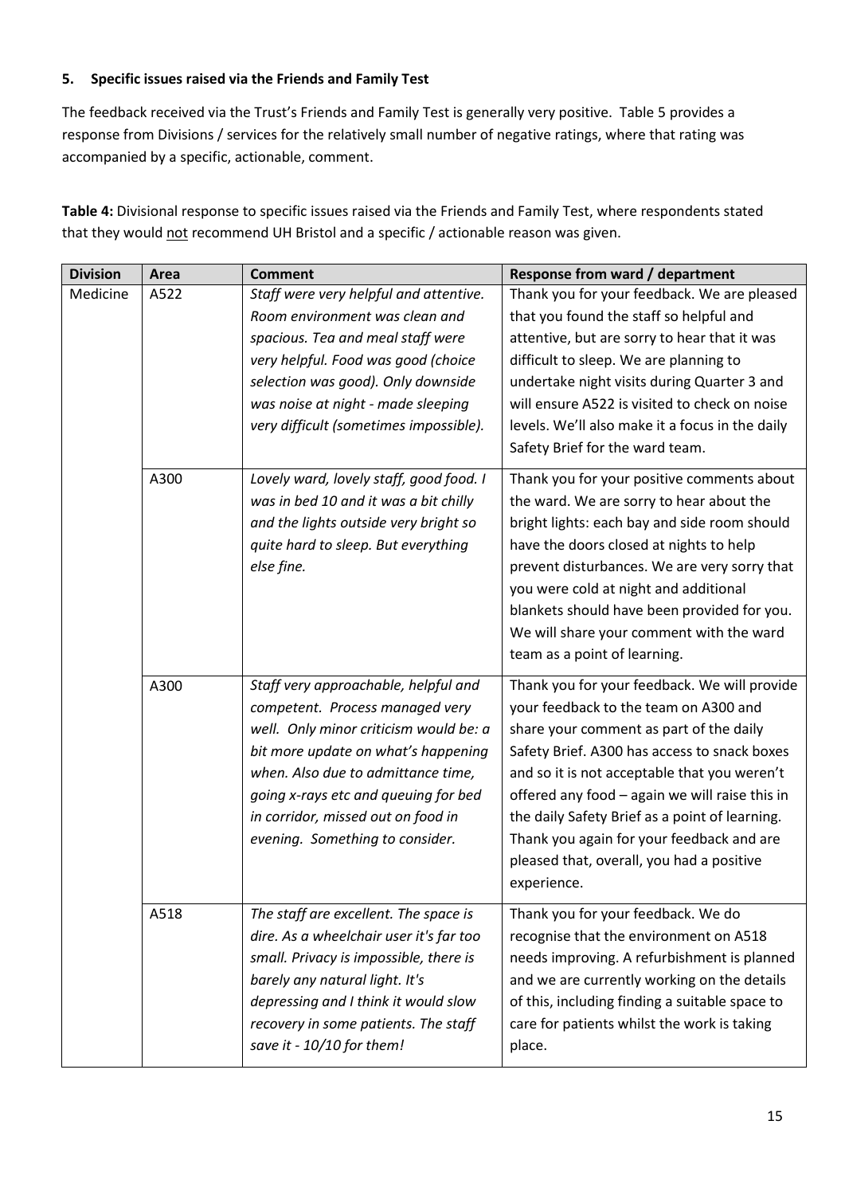### 5. Specific issues raised via the Friends and Family Test

The feedback received via the Trust's Friends and Family Test is generally very positive. Table 5 provides a response from Divisions / services for the relatively small number of negative ratings, where that rating was accompanied by a specific, actionable, comment.

**Table 4:** Divisional response to specific issues raised via the Friends and Family Test, where respondents stated that they would not recommend UH Bristol and a specific / actionable reason was given.

| Division | Area | Comment | Response from ward / department |
|---|---|---|---|
| Medicine | A522 | *Staff were very helpful and attentive. Room environment was clean and spacious. Tea and meal staff were very helpful. Food was good (choice selection was good). Only downside was noise at night - made sleeping very difficult (sometimes impossible).* | Thank you for your feedback. We are pleased that you found the staff so helpful and attentive, but are sorry to hear that it was difficult to sleep. We are planning to undertake night visits during Quarter 3 and will ensure A522 is visited to check on noise levels. We'll also make it a focus in the daily Safety Brief for the ward team. |
| | A300 | *Lovely ward, lovely staff, good food. I was in bed 10 and it was a bit chilly and the lights outside very bright so quite hard to sleep. But everything else fine.* | Thank you for your positive comments about the ward. We are sorry to hear about the bright lights: each bay and side room should have the doors closed at nights to help prevent disturbances. We are very sorry that you were cold at night and additional blankets should have been provided for you. We will share your comment with the ward team as a point of learning. |
| | A300 | *Staff very approachable, helpful and competent. Process managed very well. Only minor criticism would be: a bit more update on what's happening when. Also due to admittance time, going x-rays etc and queuing for bed in corridor, missed out on food in evening. Something to consider.* | Thank you for your feedback. We will provide your feedback to the team on A300 and share your comment as part of the daily Safety Brief. A300 has access to snack boxes and so it is not acceptable that you weren't offered any food – again we will raise this in the daily Safety Brief as a point of learning. Thank you again for your feedback and are pleased that, overall, you had a positive experience. |
| | A518 | *The staff are excellent. The space is dire. As a wheelchair user it's far too small. Privacy is impossible, there is barely any natural light. It's depressing and I think it would slow recovery in some patients. The staff save it - 10/10 for them!* | Thank you for your feedback. We do recognise that the environment on A518 needs improving. A refurbishment is planned and we are currently working on the details of this, including finding a suitable space to care for patients whilst the work is taking place. |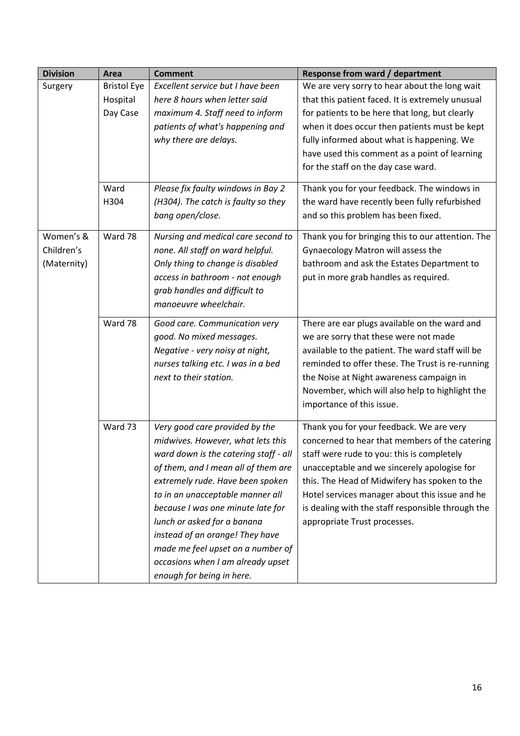| Division | Area | Comment | Response from ward / department |
| --- | --- | --- | --- |
| Surgery | Bristol Eye Hospital Day Case | *Excellent service but I have been here 8 hours when letter said maximum 4. Staff need to inform patients of what's happening and why there are delays.* | We are very sorry to hear about the long wait that this patient faced. It is extremely unusual for patients to be here that long, but clearly when it does occur then patients must be kept fully informed about what is happening. We have used this comment as a point of learning for the staff on the day case ward. |
| | Ward H304 | *Please fix faulty windows in Bay 2 (H304). The catch is faulty so they bang open/close.* | Thank you for your feedback. The windows in the ward have recently been fully refurbished and so this problem has been fixed. |
| Women's & Children's (Maternity) | Ward 78 | *Nursing and medical care second to none. All staff on ward helpful. Only thing to change is disabled access in bathroom - not enough grab handles and difficult to manoeuvre wheelchair.* | Thank you for bringing this to our attention. The Gynaecology Matron will assess the bathroom and ask the Estates Department to put in more grab handles as required. |
| | Ward 78 | *Good care. Communication very good. No mixed messages. Negative - very noisy at night, nurses talking etc. I was in a bed next to their station.* | There are ear plugs available on the ward and we are sorry that these were not made available to the patient. The ward staff will be reminded to offer these. The Trust is re-running the Noise at Night awareness campaign in November, which will also help to highlight the importance of this issue. |
| | Ward 73 | *Very good care provided by the midwives. However, what lets this ward down is the catering staff - all of them, and I mean all of them are extremely rude. Have been spoken to in an unacceptable manner all because I was one minute late for lunch or asked for a banana instead of an orange! They have made me feel upset on a number of occasions when I am already upset enough for being in here.* | Thank you for your feedback. We are very concerned to hear that members of the catering staff were rude to you: this is completely unacceptable and we sincerely apologise for this. The Head of Midwifery has spoken to the Hotel services manager about this issue and he is dealing with the staff responsible through the appropriate Trust processes. |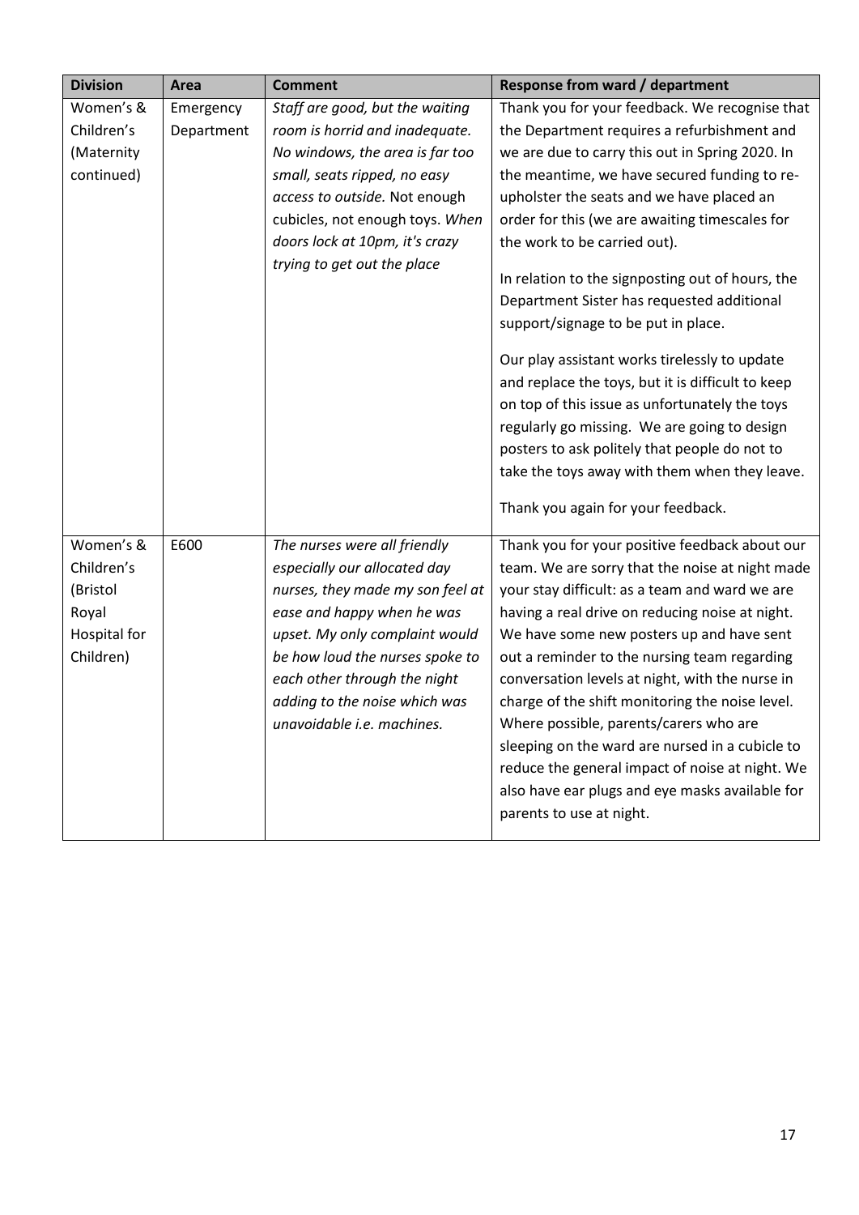| Division | Area | Comment | Response from ward / department |
|---|---|---|---|
| Women's & Children's (Maternity continued) | Emergency Department | *Staff are good, but the waiting room is horrid and inadequate. No windows, the area is far too small, seats ripped, no easy access to outside.* Not enough cubicles, not enough toys. *When doors lock at 10pm, it's crazy trying to get out the place* | Thank you for your feedback. We recognise that the Department requires a refurbishment and we are due to carry this out in Spring 2020. In the meantime, we have secured funding to re-upholster the seats and we have placed an order for this (we are awaiting timescales for the work to be carried out).<br><br>In relation to the signposting out of hours, the Department Sister has requested additional support/signage to be put in place.<br><br>Our play assistant works tirelessly to update and replace the toys, but it is difficult to keep on top of this issue as unfortunately the toys regularly go missing. We are going to design posters to ask politely that people do not to take the toys away with them when they leave.<br><br>Thank you again for your feedback. |
| Women's & Children's (Bristol Royal Hospital for Children) | E600 | *The nurses were all friendly especially our allocated day nurses, they made my son feel at ease and happy when he was upset. My only complaint would be how loud the nurses spoke to each other through the night adding to the noise which was unavoidable i.e. machines.* | Thank you for your positive feedback about our team. We are sorry that the noise at night made your stay difficult: as a team and ward we are having a real drive on reducing noise at night. We have some new posters up and have sent out a reminder to the nursing team regarding conversation levels at night, with the nurse in charge of the shift monitoring the noise level. Where possible, parents/carers who are sleeping on the ward are nursed in a cubicle to reduce the general impact of noise at night. We also have ear plugs and eye masks available for parents to use at night. |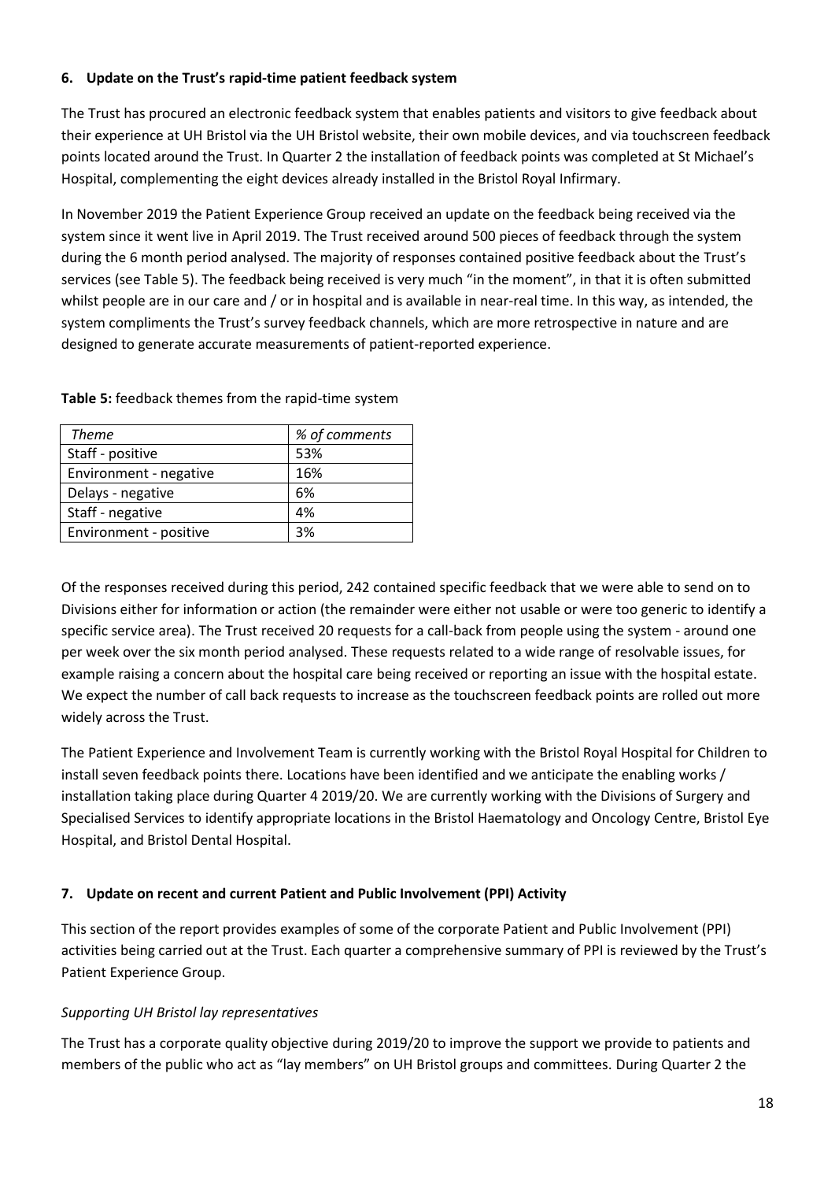**6. Update on the Trust's rapid-time patient feedback system**

The Trust has procured an electronic feedback system that enables patients and visitors to give feedback about their experience at UH Bristol via the UH Bristol website, their own mobile devices, and via touchscreen feedback points located around the Trust. In Quarter 2 the installation of feedback points was completed at St Michael's Hospital, complementing the eight devices already installed in the Bristol Royal Infirmary.

In November 2019 the Patient Experience Group received an update on the feedback being received via the system since it went live in April 2019. The Trust received around 500 pieces of feedback through the system during the 6 month period analysed. The majority of responses contained positive feedback about the Trust's services (see Table 5). The feedback being received is very much "in the moment", in that it is often submitted whilst people are in our care and / or in hospital and is available in near-real time. In this way, as intended, the system compliments the Trust's survey feedback channels, which are more retrospective in nature and are designed to generate accurate measurements of patient-reported experience.

**Table 5:** feedback themes from the rapid-time system

| *Theme* | *% of comments* |
|---|---|
| Staff - positive | 53% |
| Environment - negative | 16% |
| Delays - negative | 6% |
| Staff - negative | 4% |
| Environment - positive | 3% |

Of the responses received during this period, 242 contained specific feedback that we were able to send on to Divisions either for information or action (the remainder were either not usable or were too generic to identify a specific service area). The Trust received 20 requests for a call-back from people using the system - around one per week over the six month period analysed. These requests related to a wide range of resolvable issues, for example raising a concern about the hospital care being received or reporting an issue with the hospital estate. We expect the number of call back requests to increase as the touchscreen feedback points are rolled out more widely across the Trust.

The Patient Experience and Involvement Team is currently working with the Bristol Royal Hospital for Children to install seven feedback points there. Locations have been identified and we anticipate the enabling works / installation taking place during Quarter 4 2019/20. We are currently working with the Divisions of Surgery and Specialised Services to identify appropriate locations in the Bristol Haematology and Oncology Centre, Bristol Eye Hospital, and Bristol Dental Hospital.

**7. Update on recent and current Patient and Public Involvement (PPI) Activity**

This section of the report provides examples of some of the corporate Patient and Public Involvement (PPI) activities being carried out at the Trust. Each quarter a comprehensive summary of PPI is reviewed by the Trust's Patient Experience Group.

*Supporting UH Bristol lay representatives*

The Trust has a corporate quality objective during 2019/20 to improve the support we provide to patients and members of the public who act as "lay members" on UH Bristol groups and committees. During Quarter 2 the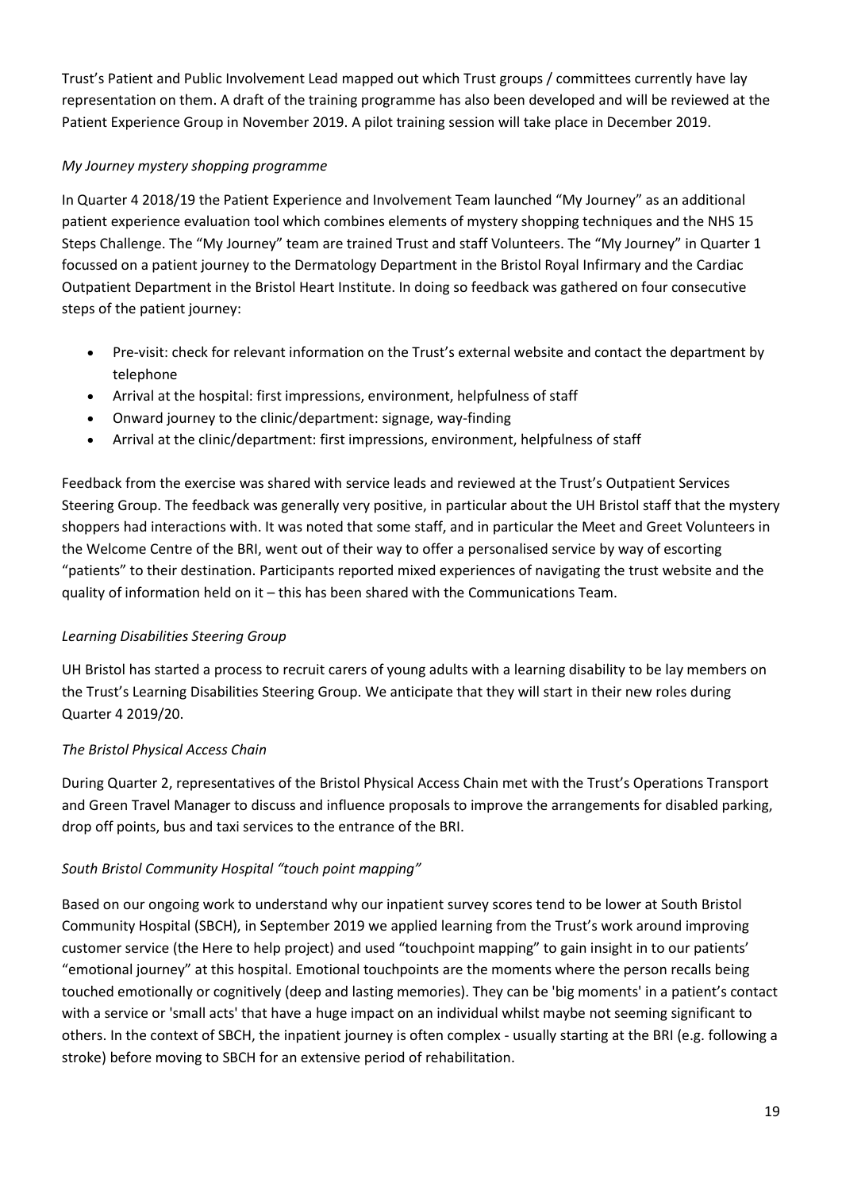Trust's Patient and Public Involvement Lead mapped out which Trust groups / committees currently have lay representation on them. A draft of the training programme has also been developed and will be reviewed at the Patient Experience Group in November 2019. A pilot training session will take place in December 2019.

*My Journey mystery shopping programme*

In Quarter 4 2018/19 the Patient Experience and Involvement Team launched "My Journey" as an additional patient experience evaluation tool which combines elements of mystery shopping techniques and the NHS 15 Steps Challenge. The "My Journey" team are trained Trust and staff Volunteers. The "My Journey" in Quarter 1 focussed on a patient journey to the Dermatology Department in the Bristol Royal Infirmary and the Cardiac Outpatient Department in the Bristol Heart Institute. In doing so feedback was gathered on four consecutive steps of the patient journey:

- Pre-visit: check for relevant information on the Trust's external website and contact the department by telephone
- Arrival at the hospital: first impressions, environment, helpfulness of staff
- Onward journey to the clinic/department: signage, way-finding
- Arrival at the clinic/department: first impressions, environment, helpfulness of staff

Feedback from the exercise was shared with service leads and reviewed at the Trust's Outpatient Services Steering Group. The feedback was generally very positive, in particular about the UH Bristol staff that the mystery shoppers had interactions with. It was noted that some staff, and in particular the Meet and Greet Volunteers in the Welcome Centre of the BRI, went out of their way to offer a personalised service by way of escorting "patients" to their destination. Participants reported mixed experiences of navigating the trust website and the quality of information held on it – this has been shared with the Communications Team.

*Learning Disabilities Steering Group*

UH Bristol has started a process to recruit carers of young adults with a learning disability to be lay members on the Trust's Learning Disabilities Steering Group. We anticipate that they will start in their new roles during Quarter 4 2019/20.

*The Bristol Physical Access Chain*

During Quarter 2, representatives of the Bristol Physical Access Chain met with the Trust's Operations Transport and Green Travel Manager to discuss and influence proposals to improve the arrangements for disabled parking, drop off points, bus and taxi services to the entrance of the BRI.

*South Bristol Community Hospital "touch point mapping"*

Based on our ongoing work to understand why our inpatient survey scores tend to be lower at South Bristol Community Hospital (SBCH), in September 2019 we applied learning from the Trust's work around improving customer service (the Here to help project) and used "touchpoint mapping" to gain insight in to our patients' "emotional journey" at this hospital. Emotional touchpoints are the moments where the person recalls being touched emotionally or cognitively (deep and lasting memories). They can be 'big moments' in a patient's contact with a service or 'small acts' that have a huge impact on an individual whilst maybe not seeming significant to others. In the context of SBCH, the inpatient journey is often complex - usually starting at the BRI (e.g. following a stroke) before moving to SBCH for an extensive period of rehabilitation.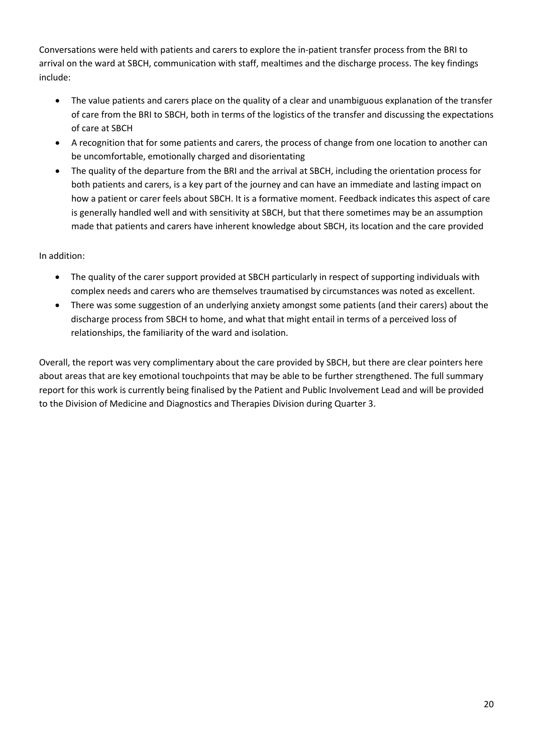Conversations were held with patients and carers to explore the in-patient transfer process from the BRI to arrival on the ward at SBCH, communication with staff, mealtimes and the discharge process. The key findings include:

- The value patients and carers place on the quality of a clear and unambiguous explanation of the transfer of care from the BRI to SBCH, both in terms of the logistics of the transfer and discussing the expectations of care at SBCH
- A recognition that for some patients and carers, the process of change from one location to another can be uncomfortable, emotionally charged and disorientating
- The quality of the departure from the BRI and the arrival at SBCH, including the orientation process for both patients and carers, is a key part of the journey and can have an immediate and lasting impact on how a patient or carer feels about SBCH. It is a formative moment. Feedback indicates this aspect of care is generally handled well and with sensitivity at SBCH, but that there sometimes may be an assumption made that patients and carers have inherent knowledge about SBCH, its location and the care provided

In addition:

- The quality of the carer support provided at SBCH particularly in respect of supporting individuals with complex needs and carers who are themselves traumatised by circumstances was noted as excellent.
- There was some suggestion of an underlying anxiety amongst some patients (and their carers) about the discharge process from SBCH to home, and what that might entail in terms of a perceived loss of relationships, the familiarity of the ward and isolation.

Overall, the report was very complimentary about the care provided by SBCH, but there are clear pointers here about areas that are key emotional touchpoints that may be able to be further strengthened. The full summary report for this work is currently being finalised by the Patient and Public Involvement Lead and will be provided to the Division of Medicine and Diagnostics and Therapies Division during Quarter 3.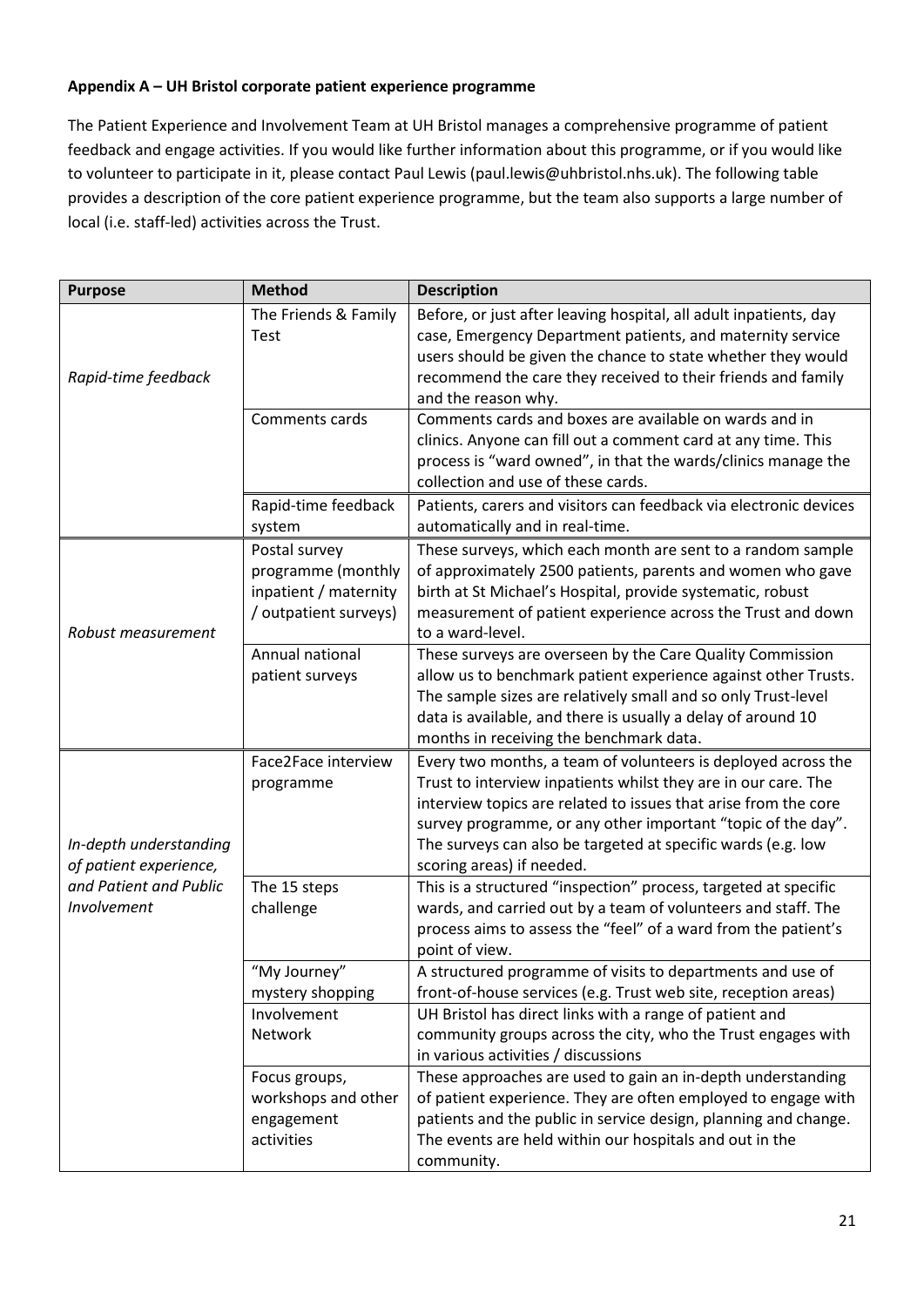**Appendix A – UH Bristol corporate patient experience programme**

The Patient Experience and Involvement Team at UH Bristol manages a comprehensive programme of patient feedback and engage activities. If you would like further information about this programme, or if you would like to volunteer to participate in it, please contact Paul Lewis (paul.lewis@uhbristol.nhs.uk). The following table provides a description of the core patient experience programme, but the team also supports a large number of local (i.e. staff-led) activities across the Trust.

| Purpose | Method | Description |
|---|---|---|
| *Rapid-time feedback* | The Friends & Family Test | Before, or just after leaving hospital, all adult inpatients, day case, Emergency Department patients, and maternity service users should be given the chance to state whether they would recommend the care they received to their friends and family and the reason why. |
| | Comments cards | Comments cards and boxes are available on wards and in clinics. Anyone can fill out a comment card at any time. This process is "ward owned", in that the wards/clinics manage the collection and use of these cards. |
| | Rapid-time feedback system | Patients, carers and visitors can feedback via electronic devices automatically and in real-time. |
| *Robust measurement* | Postal survey programme (monthly inpatient / maternity / outpatient surveys) | These surveys, which each month are sent to a random sample of approximately 2500 patients, parents and women who gave birth at St Michael's Hospital, provide systematic, robust measurement of patient experience across the Trust and down to a ward-level. |
| | Annual national patient surveys | These surveys are overseen by the Care Quality Commission allow us to benchmark patient experience against other Trusts. The sample sizes are relatively small and so only Trust-level data is available, and there is usually a delay of around 10 months in receiving the benchmark data. |
| *In-depth understanding of patient experience, and Patient and Public Involvement* | Face2Face interview programme | Every two months, a team of volunteers is deployed across the Trust to interview inpatients whilst they are in our care. The interview topics are related to issues that arise from the core survey programme, or any other important "topic of the day". The surveys can also be targeted at specific wards (e.g. low scoring areas) if needed. |
| | The 15 steps challenge | This is a structured "inspection" process, targeted at specific wards, and carried out by a team of volunteers and staff. The process aims to assess the "feel" of a ward from the patient's point of view. |
| | "My Journey" mystery shopping | A structured programme of visits to departments and use of front-of-house services (e.g. Trust web site, reception areas) |
| | Involvement Network | UH Bristol has direct links with a range of patient and community groups across the city, who the Trust engages with in various activities / discussions |
| | Focus groups, workshops and other engagement activities | These approaches are used to gain an in-depth understanding of patient experience. They are often employed to engage with patients and the public in service design, planning and change. The events are held within our hospitals and out in the community. |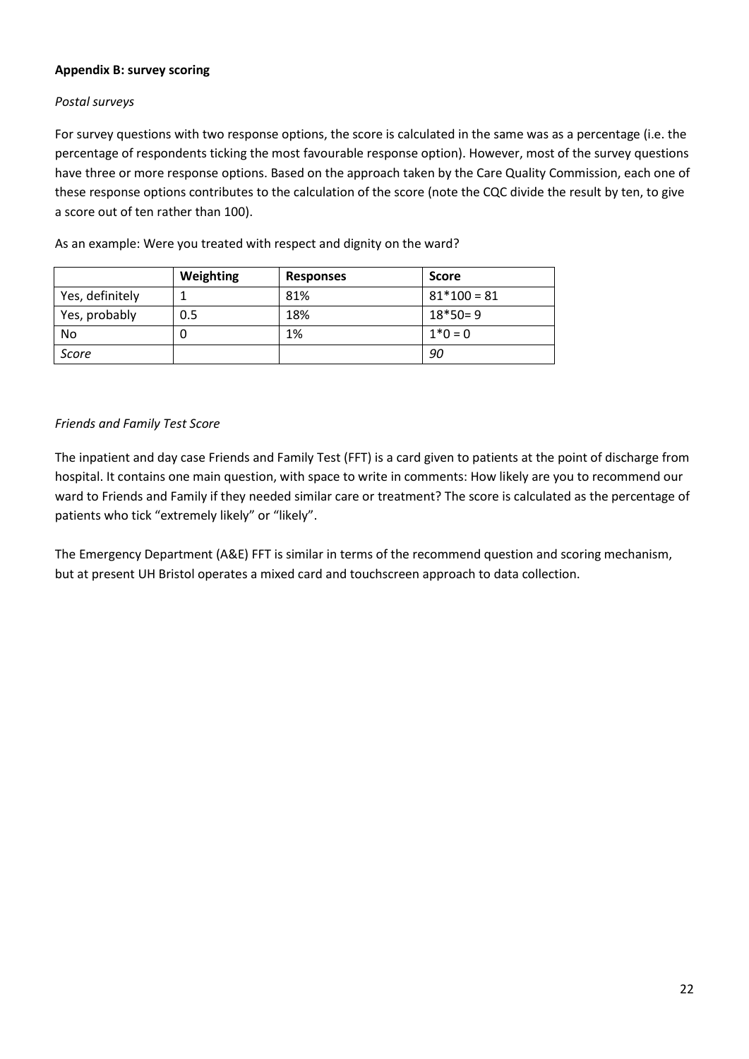**Appendix B: survey scoring**

*Postal surveys*

For survey questions with two response options, the score is calculated in the same was as a percentage (i.e. the percentage of respondents ticking the most favourable response option). However, most of the survey questions have three or more response options. Based on the approach taken by the Care Quality Commission, each one of these response options contributes to the calculation of the score (note the CQC divide the result by ten, to give a score out of ten rather than 100).

As an example: Were you treated with respect and dignity on the ward?

| | Weighting | Responses | Score |
|---|---|---|---|
| Yes, definitely | 1 | 81% | 81*100 = 81 |
| Yes, probably | 0.5 | 18% | 18*50= 9 |
| No | 0 | 1% | 1*0 = 0 |
| *Score* | | | *90* |

*Friends and Family Test Score*

The inpatient and day case Friends and Family Test (FFT) is a card given to patients at the point of discharge from hospital. It contains one main question, with space to write in comments: How likely are you to recommend our ward to Friends and Family if they needed similar care or treatment? The score is calculated as the percentage of patients who tick "extremely likely" or "likely".

The Emergency Department (A&E) FFT is similar in terms of the recommend question and scoring mechanism, but at present UH Bristol operates a mixed card and touchscreen approach to data collection.